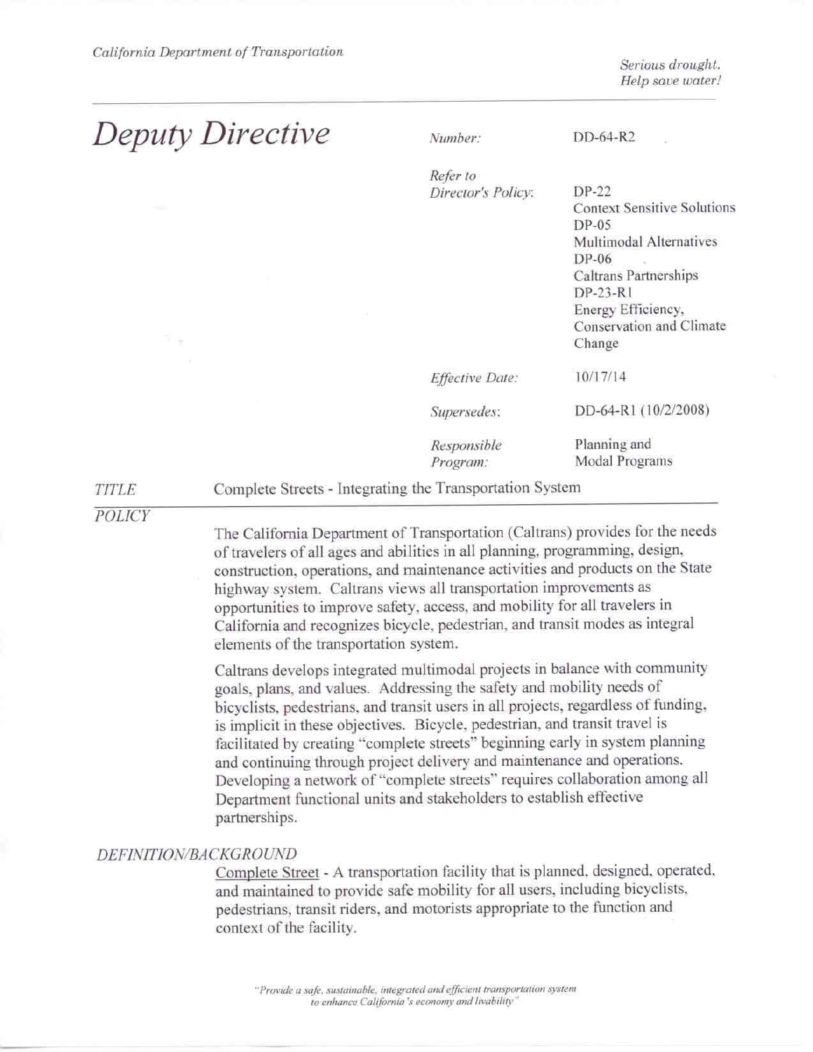California Department of Transportation

*Serious drought.*
*Help save water!*

# Deputy Directive

| | |
|---|---|
| *Number:* | DD-64-R2 |
| *Refer to Director's Policy:* | DP-22 Context Sensitive Solutions<br>DP-05 Multimodal Alternatives<br>DP-06 Caltrans Partnerships<br>DP-23-R1 Energy Efficiency, Conservation and Climate Change |
| *Effective Date:* | 10/17/14 |
| *Supersedes:* | DD-64-R1 (10/2/2008) |
| *Responsible Program:* | Planning and Modal Programs |

*TITLE* Complete Streets - Integrating the Transportation System

## *POLICY*

The California Department of Transportation (Caltrans) provides for the needs of travelers of all ages and abilities in all planning, programming, design, construction, operations, and maintenance activities and products on the State highway system. Caltrans views all transportation improvements as opportunities to improve safety, access, and mobility for all travelers in California and recognizes bicycle, pedestrian, and transit modes as integral elements of the transportation system.

Caltrans develops integrated multimodal projects in balance with community goals, plans, and values. Addressing the safety and mobility needs of bicyclists, pedestrians, and transit users in all projects, regardless of funding, is implicit in these objectives. Bicycle, pedestrian, and transit travel is facilitated by creating "complete streets" beginning early in system planning and continuing through project delivery and maintenance and operations. Developing a network of "complete streets" requires collaboration among all Department functional units and stakeholders to establish effective partnerships.

## *DEFINITION/BACKGROUND*

Complete Street - A transportation facility that is planned, designed, operated, and maintained to provide safe mobility for all users, including bicyclists, pedestrians, transit riders, and motorists appropriate to the function and context of the facility.

*"Provide a safe, sustainable, integrated and efficient transportation system to enhance California's economy and livability"*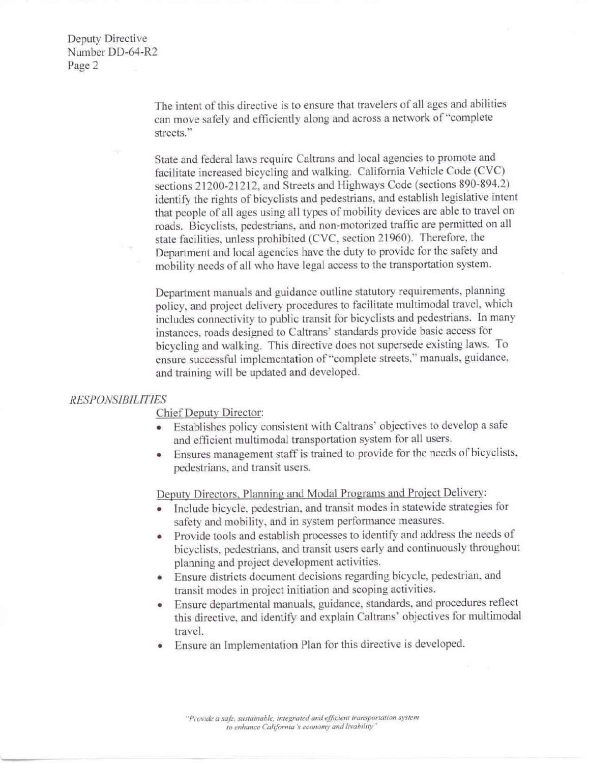The intent of this directive is to ensure that travelers of all ages and abilities can move safely and efficiently along and across a network of "complete streets."

State and federal laws require Caltrans and local agencies to promote and facilitate increased bicycling and walking. California Vehicle Code (CVC) sections 21200-21212, and Streets and Highways Code (sections 890-894.2) identify the rights of bicyclists and pedestrians, and establish legislative intent that people of all ages using all types of mobility devices are able to travel on roads. Bicyclists, pedestrians, and non-motorized traffic are permitted on all state facilities, unless prohibited (CVC, section 21960). Therefore, the Department and local agencies have the duty to provide for the safety and mobility needs of all who have legal access to the transportation system.

Department manuals and guidance outline statutory requirements, planning policy, and project delivery procedures to facilitate multimodal travel, which includes connectivity to public transit for bicyclists and pedestrians. In many instances, roads designed to Caltrans' standards provide basic access for bicycling and walking. This directive does not supersede existing laws. To ensure successful implementation of "complete streets," manuals, guidance, and training will be updated and developed.

*RESPONSIBILITIES*

Chief Deputy Director:

- Establishes policy consistent with Caltrans' objectives to develop a safe and efficient multimodal transportation system for all users.
- Ensures management staff is trained to provide for the needs of bicyclists, pedestrians, and transit users.

Deputy Directors, Planning and Modal Programs and Project Delivery:

- Include bicycle, pedestrian, and transit modes in statewide strategies for safety and mobility, and in system performance measures.
- Provide tools and establish processes to identify and address the needs of bicyclists, pedestrians, and transit users early and continuously throughout planning and project development activities.
- Ensure districts document decisions regarding bicycle, pedestrian, and transit modes in project initiation and scoping activities.
- Ensure departmental manuals, guidance, standards, and procedures reflect this directive, and identify and explain Caltrans' objectives for multimodal travel.
- Ensure an Implementation Plan for this directive is developed.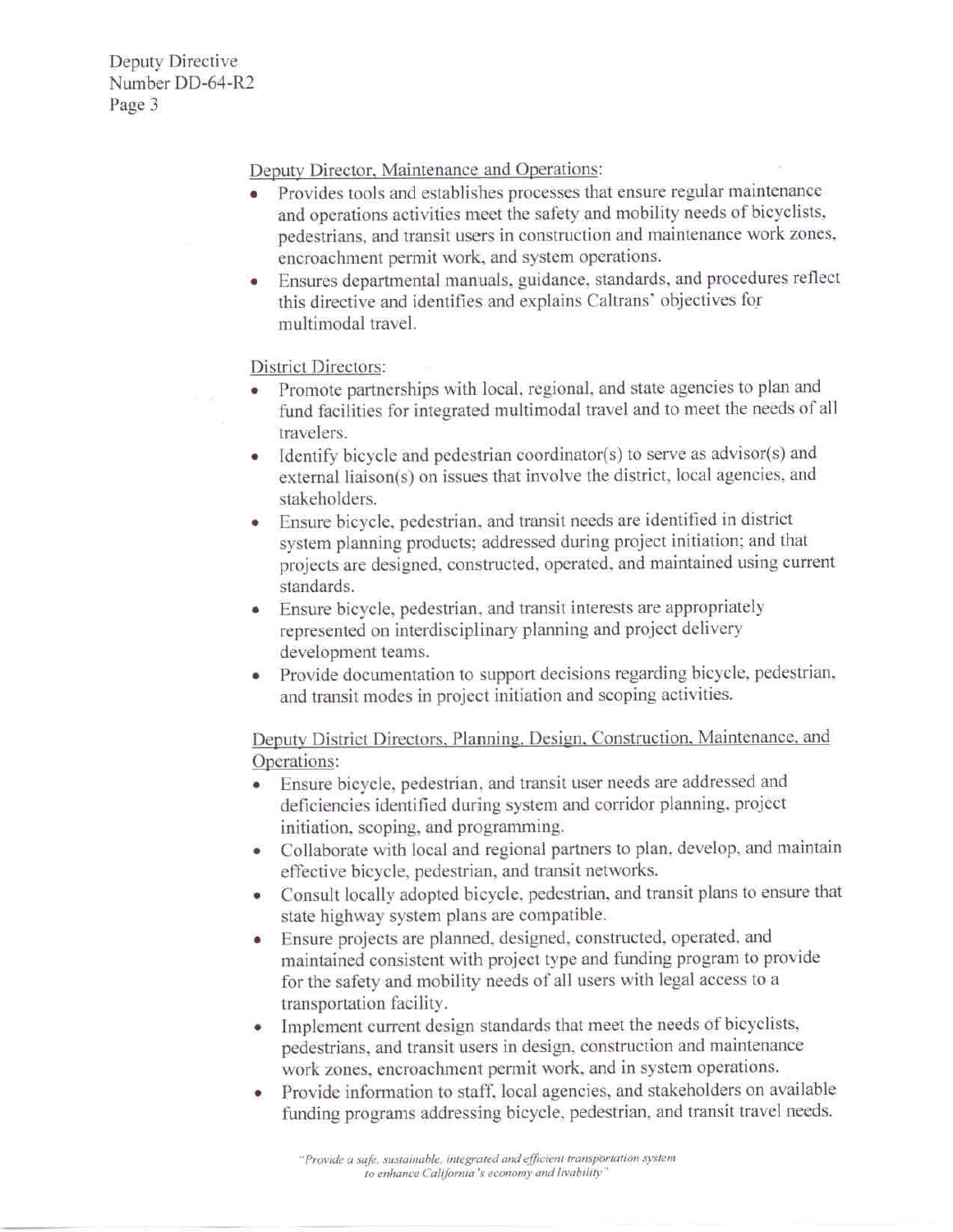Deputy Director, Maintenance and Operations:

- Provides tools and establishes processes that ensure regular maintenance and operations activities meet the safety and mobility needs of bicyclists, pedestrians, and transit users in construction and maintenance work zones, encroachment permit work, and system operations.
- Ensures departmental manuals, guidance, standards, and procedures reflect this directive and identifies and explains Caltrans' objectives for multimodal travel.

District Directors:

- Promote partnerships with local, regional, and state agencies to plan and fund facilities for integrated multimodal travel and to meet the needs of all travelers.
- Identify bicycle and pedestrian coordinator(s) to serve as advisor(s) and external liaison(s) on issues that involve the district, local agencies, and stakeholders.
- Ensure bicycle, pedestrian, and transit needs are identified in district system planning products; addressed during project initiation; and that projects are designed, constructed, operated, and maintained using current standards.
- Ensure bicycle, pedestrian, and transit interests are appropriately represented on interdisciplinary planning and project delivery development teams.
- Provide documentation to support decisions regarding bicycle, pedestrian, and transit modes in project initiation and scoping activities.

Deputy District Directors, Planning, Design, Construction, Maintenance, and Operations:

- Ensure bicycle, pedestrian, and transit user needs are addressed and deficiencies identified during system and corridor planning, project initiation, scoping, and programming.
- Collaborate with local and regional partners to plan, develop, and maintain effective bicycle, pedestrian, and transit networks.
- Consult locally adopted bicycle, pedestrian, and transit plans to ensure that state highway system plans are compatible.
- Ensure projects are planned, designed, constructed, operated, and maintained consistent with project type and funding program to provide for the safety and mobility needs of all users with legal access to a transportation facility.
- Implement current design standards that meet the needs of bicyclists, pedestrians, and transit users in design, construction and maintenance work zones, encroachment permit work, and in system operations.
- Provide information to staff, local agencies, and stakeholders on available funding programs addressing bicycle, pedestrian, and transit travel needs.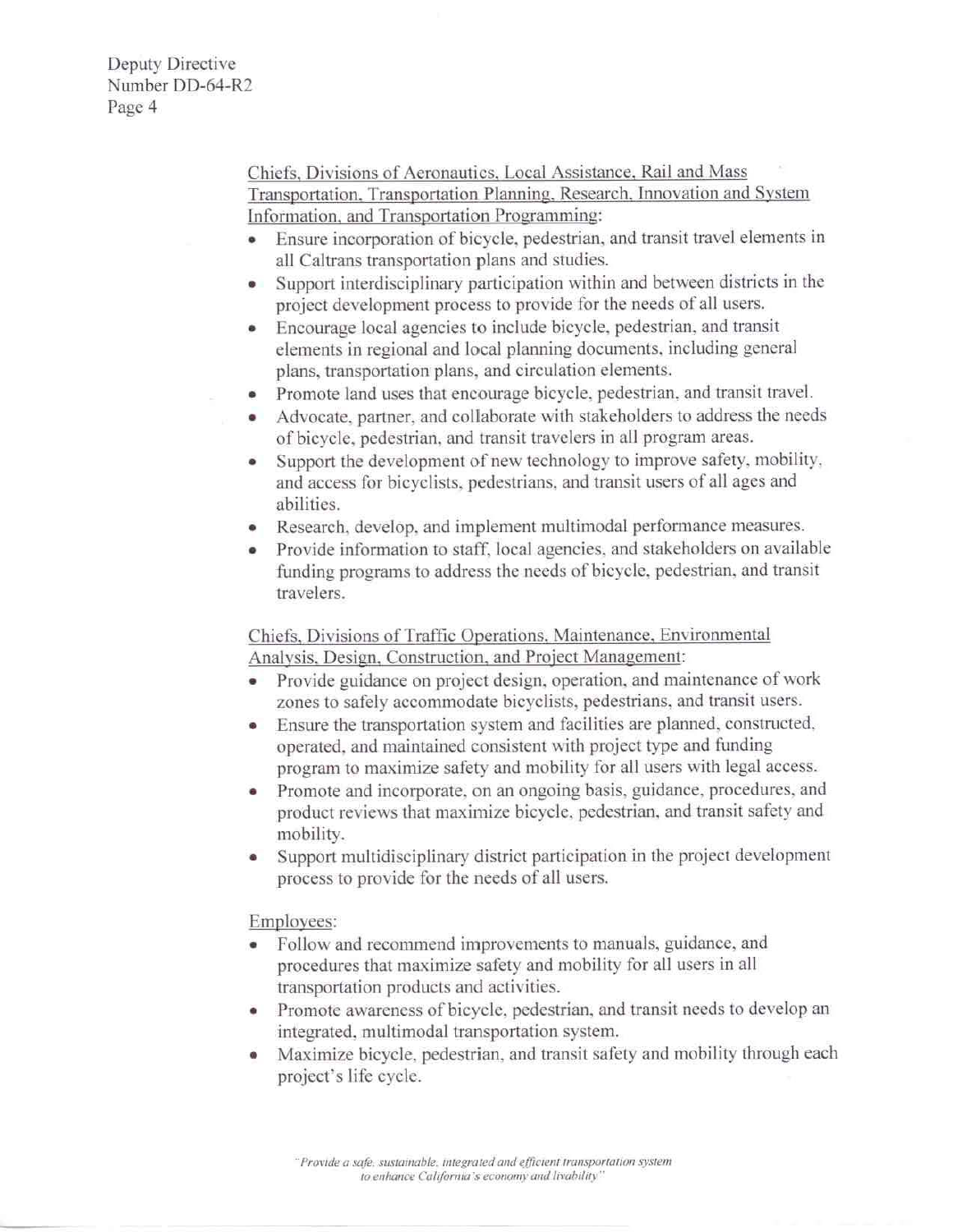Chiefs, Divisions of Aeronautics, Local Assistance, Rail and Mass Transportation, Transportation Planning, Research, Innovation and System Information, and Transportation Programming:

- Ensure incorporation of bicycle, pedestrian, and transit travel elements in all Caltrans transportation plans and studies.
- Support interdisciplinary participation within and between districts in the project development process to provide for the needs of all users.
- Encourage local agencies to include bicycle, pedestrian, and transit elements in regional and local planning documents, including general plans, transportation plans, and circulation elements.
- Promote land uses that encourage bicycle, pedestrian, and transit travel.
- Advocate, partner, and collaborate with stakeholders to address the needs of bicycle, pedestrian, and transit travelers in all program areas.
- Support the development of new technology to improve safety, mobility, and access for bicyclists, pedestrians, and transit users of all ages and abilities.
- Research, develop, and implement multimodal performance measures.
- Provide information to staff, local agencies, and stakeholders on available funding programs to address the needs of bicycle, pedestrian, and transit travelers.

Chiefs, Divisions of Traffic Operations, Maintenance, Environmental Analysis, Design, Construction, and Project Management:

- Provide guidance on project design, operation, and maintenance of work zones to safely accommodate bicyclists, pedestrians, and transit users.
- Ensure the transportation system and facilities are planned, constructed, operated, and maintained consistent with project type and funding program to maximize safety and mobility for all users with legal access.
- Promote and incorporate, on an ongoing basis, guidance, procedures, and product reviews that maximize bicycle, pedestrian, and transit safety and mobility.
- Support multidisciplinary district participation in the project development process to provide for the needs of all users.

Employees:

- Follow and recommend improvements to manuals, guidance, and procedures that maximize safety and mobility for all users in all transportation products and activities.
- Promote awareness of bicycle, pedestrian, and transit needs to develop an integrated, multimodal transportation system.
- Maximize bicycle, pedestrian, and transit safety and mobility through each project's life cycle.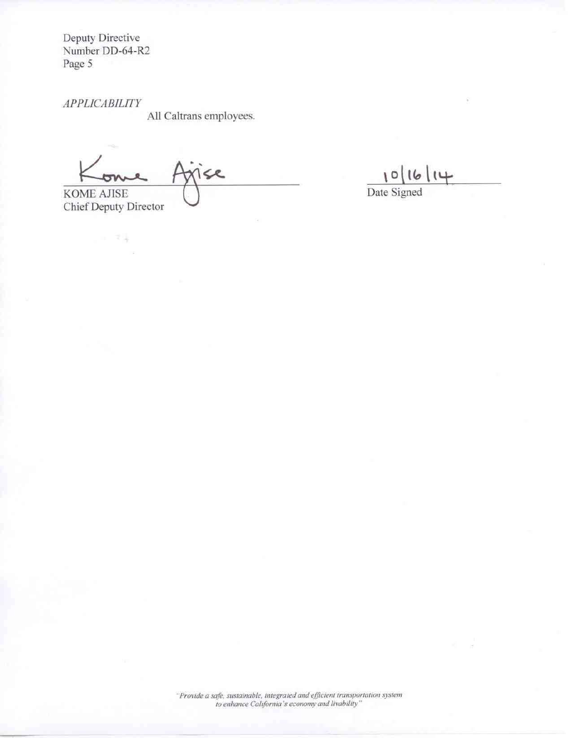*APPLICABILITY*

All Caltrans employees.

Kome Ajise

KOME AJISE
Chief Deputy Director

10/16/14

Date Signed

*"Provide a safe, sustainable, integrated and efficient transportation system to enhance California's economy and livability"*